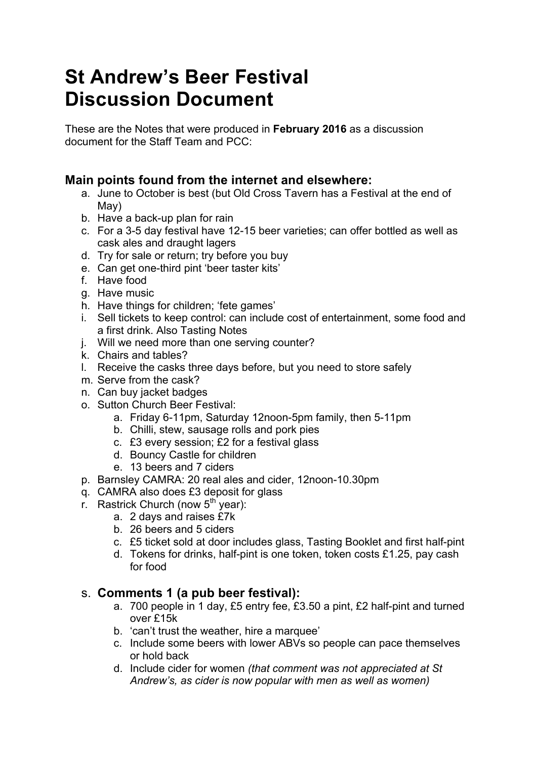# St Andrew's Beer Festival Discussion Document

These are the Notes that were produced in **February 2016** as a discussion document for the Staff Team and PCC:

## Main points found from the internet and elsewhere:

a. June to October is best (but Old Cross Tavern has a Festival at the end of May)
b. Have a back-up plan for rain
c. For a 3-5 day festival have 12-15 beer varieties; can offer bottled as well as cask ales and draught lagers
d. Try for sale or return; try before you buy
e. Can get one-third pint 'beer taster kits'
f. Have food
g. Have music
h. Have things for children; 'fete games'
i. Sell tickets to keep control: can include cost of entertainment, some food and a first drink. Also Tasting Notes
j. Will we need more than one serving counter?
k. Chairs and tables?
l. Receive the casks three days before, but you need to store safely
m. Serve from the cask?
n. Can buy jacket badges
o. Sutton Church Beer Festival:
    a. Friday 6-11pm, Saturday 12noon-5pm family, then 5-11pm
    b. Chilli, stew, sausage rolls and pork pies
    c. £3 every session; £2 for a festival glass
    d. Bouncy Castle for children
    e. 13 beers and 7 ciders
p. Barnsley CAMRA: 20 real ales and cider, 12noon-10.30pm
q. CAMRA also does £3 deposit for glass
r. Rastrick Church (now 5th year):
    a. 2 days and raises £7k
    b. 26 beers and 5 ciders
    c. £5 ticket sold at door includes glass, Tasting Booklet and first half-pint
    d. Tokens for drinks, half-pint is one token, token costs £1.25, pay cash for food

### s. Comments 1 (a pub beer festival):

a. 700 people in 1 day, £5 entry fee, £3.50 a pint, £2 half-pint and turned over £15k
b. 'can't trust the weather, hire a marquee'
c. Include some beers with lower ABVs so people can pace themselves or hold back
d. Include cider for women *(that comment was not appreciated at St Andrew's, as cider is now popular with men as well as women)*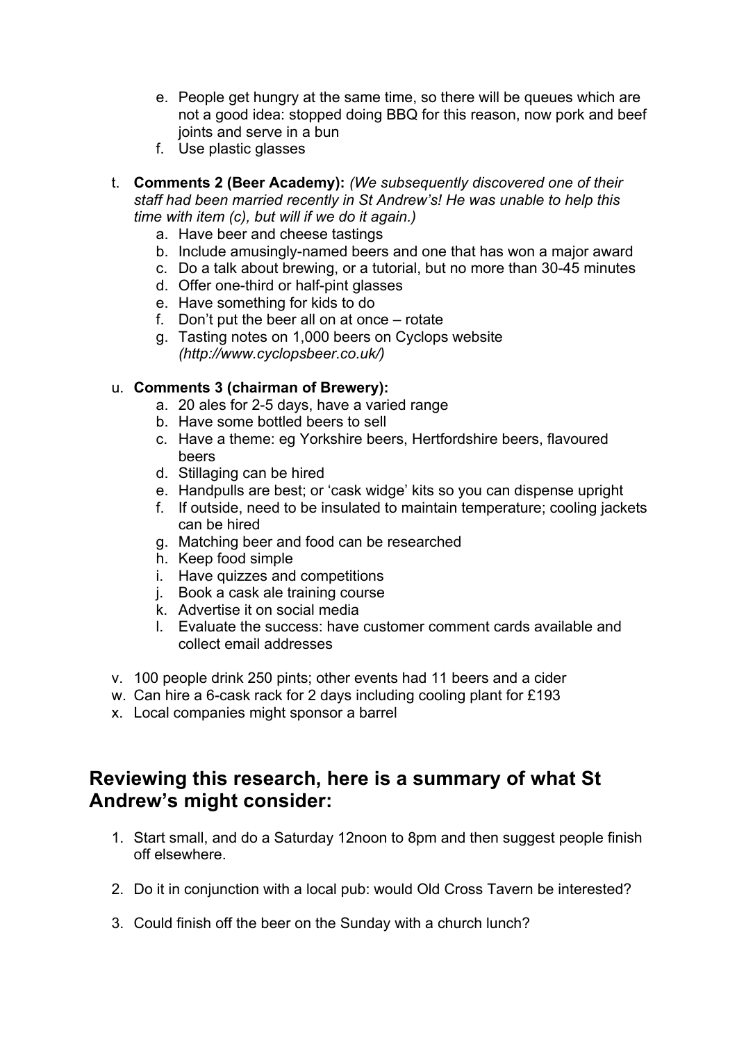e. People get hungry at the same time, so there will be queues which are not a good idea: stopped doing BBQ for this reason, now pork and beef joints and serve in a bun
   f. Use plastic glasses

t. **Comments 2 (Beer Academy):** *(We subsequently discovered one of their staff had been married recently in St Andrew's! He was unable to help this time with item (c), but will if we do it again.)*
   a. Have beer and cheese tastings
   b. Include amusingly-named beers and one that has won a major award
   c. Do a talk about brewing, or a tutorial, but no more than 30-45 minutes
   d. Offer one-third or half-pint glasses
   e. Have something for kids to do
   f. Don't put the beer all on at once – rotate
   g. Tasting notes on 1,000 beers on Cyclops website *(http://www.cyclopsbeer.co.uk/)*

u. **Comments 3 (chairman of Brewery):**
   a. 20 ales for 2-5 days, have a varied range
   b. Have some bottled beers to sell
   c. Have a theme: eg Yorkshire beers, Hertfordshire beers, flavoured beers
   d. Stillaging can be hired
   e. Handpulls are best; or 'cask widge' kits so you can dispense upright
   f. If outside, need to be insulated to maintain temperature; cooling jackets can be hired
   g. Matching beer and food can be researched
   h. Keep food simple
   i. Have quizzes and competitions
   j. Book a cask ale training course
   k. Advertise it on social media
   l. Evaluate the success: have customer comment cards available and collect email addresses

v. 100 people drink 250 pints; other events had 11 beers and a cider

w. Can hire a 6-cask rack for 2 days including cooling plant for £193

x. Local companies might sponsor a barrel

## Reviewing this research, here is a summary of what St Andrew's might consider:

1. Start small, and do a Saturday 12noon to 8pm and then suggest people finish off elsewhere.

2. Do it in conjunction with a local pub: would Old Cross Tavern be interested?

3. Could finish off the beer on the Sunday with a church lunch?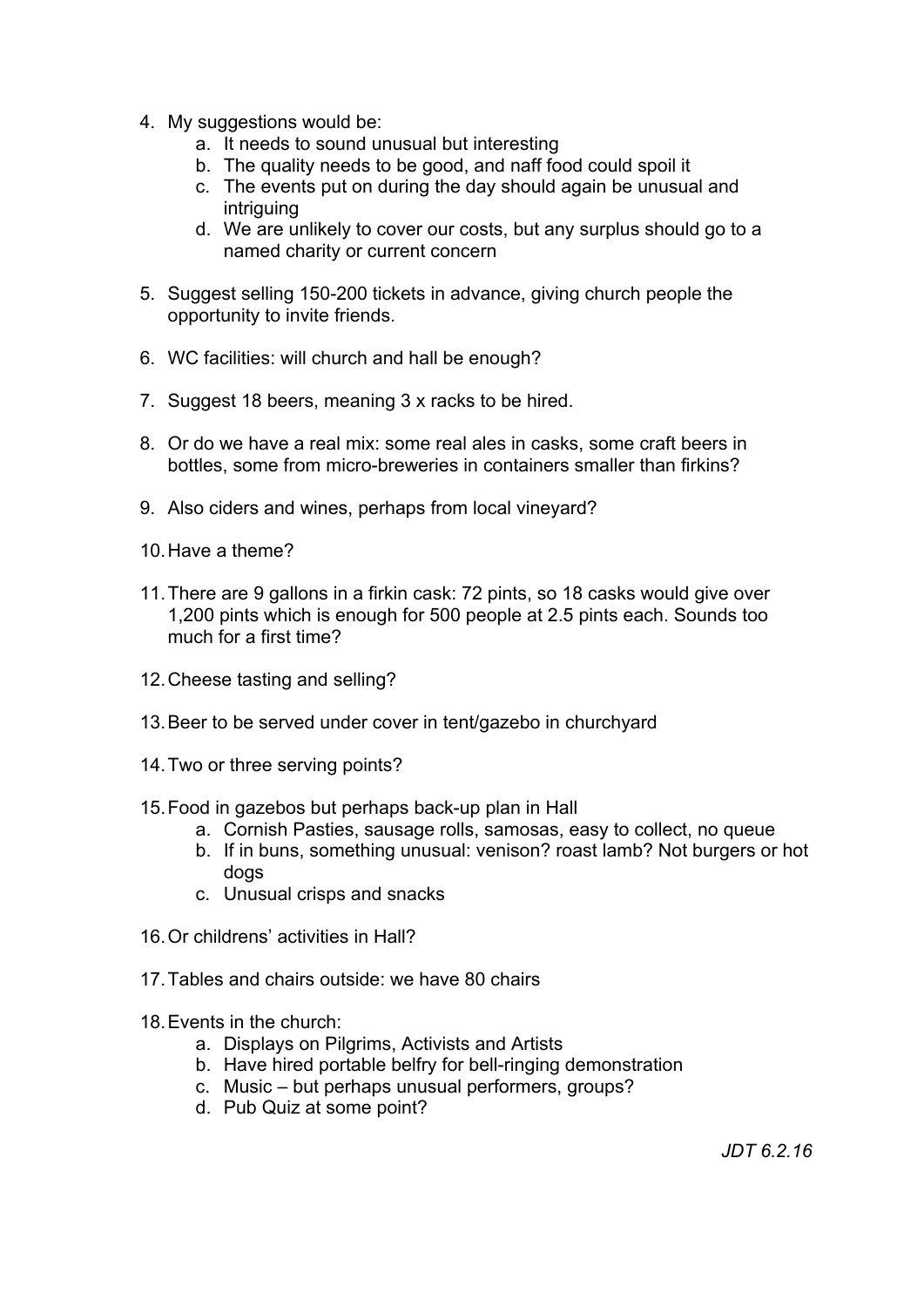4. My suggestions would be:
   a. It needs to sound unusual but interesting
   b. The quality needs to be good, and naff food could spoil it
   c. The events put on during the day should again be unusual and intriguing
   d. We are unlikely to cover our costs, but any surplus should go to a named charity or current concern

5. Suggest selling 150-200 tickets in advance, giving church people the opportunity to invite friends.

6. WC facilities: will church and hall be enough?

7. Suggest 18 beers, meaning 3 x racks to be hired.

8. Or do we have a real mix: some real ales in casks, some craft beers in bottles, some from micro-breweries in containers smaller than firkins?

9. Also ciders and wines, perhaps from local vineyard?

10. Have a theme?

11. There are 9 gallons in a firkin cask: 72 pints, so 18 casks would give over 1,200 pints which is enough for 500 people at 2.5 pints each. Sounds too much for a first time?

12. Cheese tasting and selling?

13. Beer to be served under cover in tent/gazebo in churchyard

14. Two or three serving points?

15. Food in gazebos but perhaps back-up plan in Hall
    a. Cornish Pasties, sausage rolls, samosas, easy to collect, no queue
    b. If in buns, something unusual: venison? roast lamb? Not burgers or hot dogs
    c. Unusual crisps and snacks

16. Or childrens' activities in Hall?

17. Tables and chairs outside: we have 80 chairs

18. Events in the church:
    a. Displays on Pilgrims, Activists and Artists
    b. Have hired portable belfry for bell-ringing demonstration
    c. Music – but perhaps unusual performers, groups?
    d. Pub Quiz at some point?

*JDT 6.2.16*